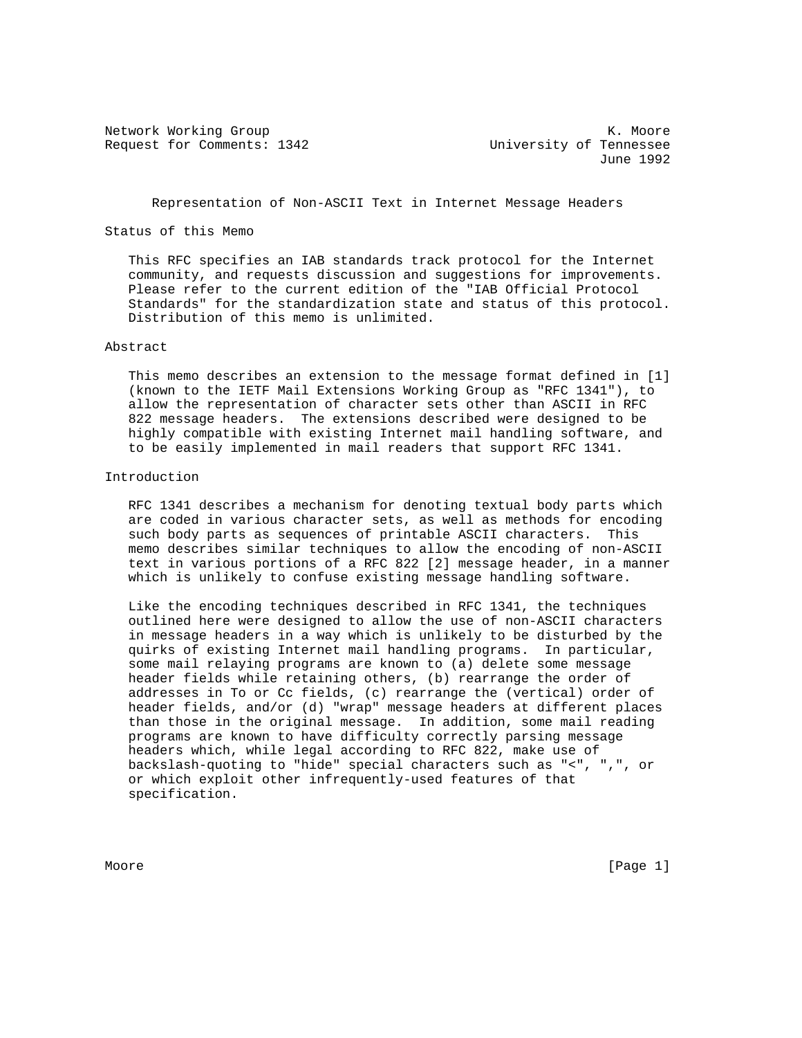Network Working Group K. Moore
Request for Comments: 1342 University of Tennessee
June 1992

# Representation of Non-ASCII Text in Internet Message Headers

## Status of this Memo

This RFC specifies an IAB standards track protocol for the Internet community, and requests discussion and suggestions for improvements. Please refer to the current edition of the "IAB Official Protocol Standards" for the standardization state and status of this protocol. Distribution of this memo is unlimited.

## Abstract

This memo describes an extension to the message format defined in [1] (known to the IETF Mail Extensions Working Group as "RFC 1341"), to allow the representation of character sets other than ASCII in RFC 822 message headers. The extensions described were designed to be highly compatible with existing Internet mail handling software, and to be easily implemented in mail readers that support RFC 1341.

## Introduction

RFC 1341 describes a mechanism for denoting textual body parts which are coded in various character sets, as well as methods for encoding such body parts as sequences of printable ASCII characters. This memo describes similar techniques to allow the encoding of non-ASCII text in various portions of a RFC 822 [2] message header, in a manner which is unlikely to confuse existing message handling software.

Like the encoding techniques described in RFC 1341, the techniques outlined here were designed to allow the use of non-ASCII characters in message headers in a way which is unlikely to be disturbed by the quirks of existing Internet mail handling programs. In particular, some mail relaying programs are known to (a) delete some message header fields while retaining others, (b) rearrange the order of addresses in To or Cc fields, (c) rearrange the (vertical) order of header fields, and/or (d) "wrap" message headers at different places than those in the original message. In addition, some mail reading programs are known to have difficulty correctly parsing message headers which, while legal according to RFC 822, make use of backslash-quoting to "hide" special characters such as "<", ",", or or which exploit other infrequently-used features of that specification.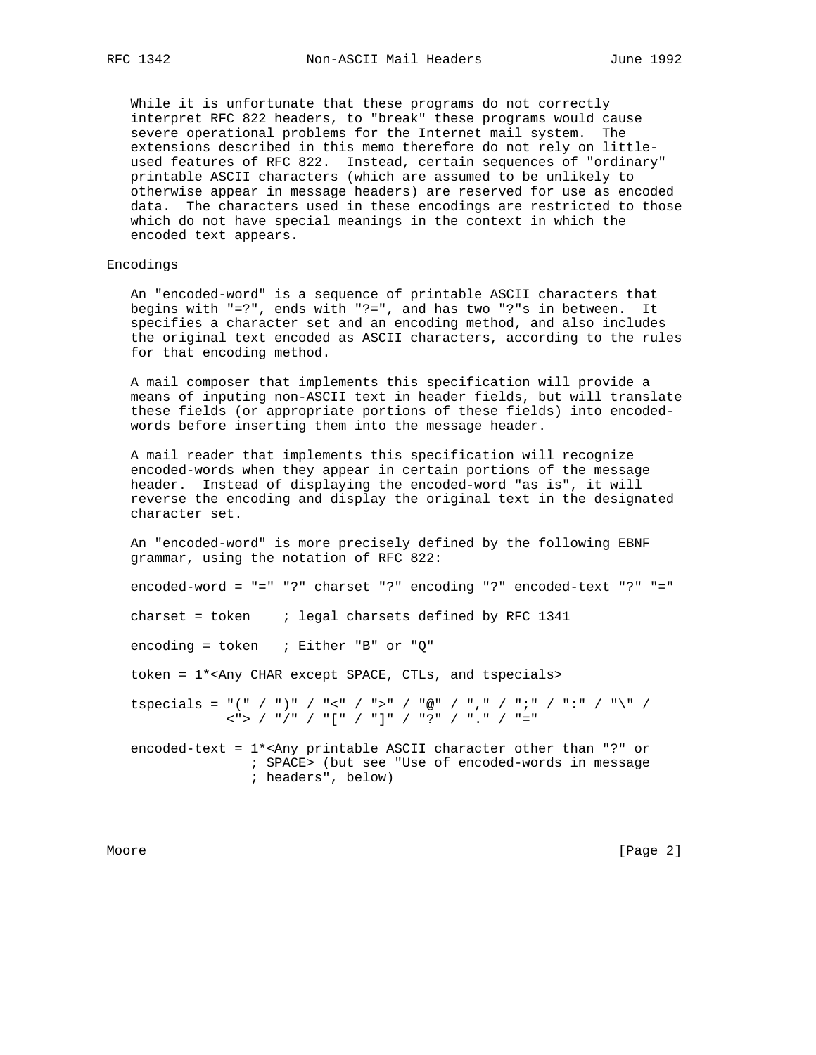While it is unfortunate that these programs do not correctly interpret RFC 822 headers, to "break" these programs would cause severe operational problems for the Internet mail system. The extensions described in this memo therefore do not rely on little-used features of RFC 822. Instead, certain sequences of "ordinary" printable ASCII characters (which are assumed to be unlikely to otherwise appear in message headers) are reserved for use as encoded data. The characters used in these encodings are restricted to those which do not have special meanings in the context in which the encoded text appears.

## Encodings

An "encoded-word" is a sequence of printable ASCII characters that begins with "=?", ends with "?=", and has two "?"s in between. It specifies a character set and an encoding method, and also includes the original text encoded as ASCII characters, according to the rules for that encoding method.

A mail composer that implements this specification will provide a means of inputing non-ASCII text in header fields, but will translate these fields (or appropriate portions of these fields) into encoded-words before inserting them into the message header.

A mail reader that implements this specification will recognize encoded-words when they appear in certain portions of the message header. Instead of displaying the encoded-word "as is", it will reverse the encoding and display the original text in the designated character set.

An "encoded-word" is more precisely defined by the following EBNF grammar, using the notation of RFC 822:

```
encoded-word = "=" "?" charset "?" encoding "?" encoded-text "?" "="

charset = token    ; legal charsets defined by RFC 1341

encoding = token   ; Either "B" or "Q"

token = 1*<Any CHAR except SPACE, CTLs, and tspecials>

tspecials = "(" / ")" / "<" / ">" / "@" / "," / ";" / ":" / "\" /
            <"> / "/" / "[" / "]" / "?" / "." / "="

encoded-text = 1*<Any printable ASCII character other than "?" or
               ; SPACE> (but see "Use of encoded-words in message
               ; headers", below)
```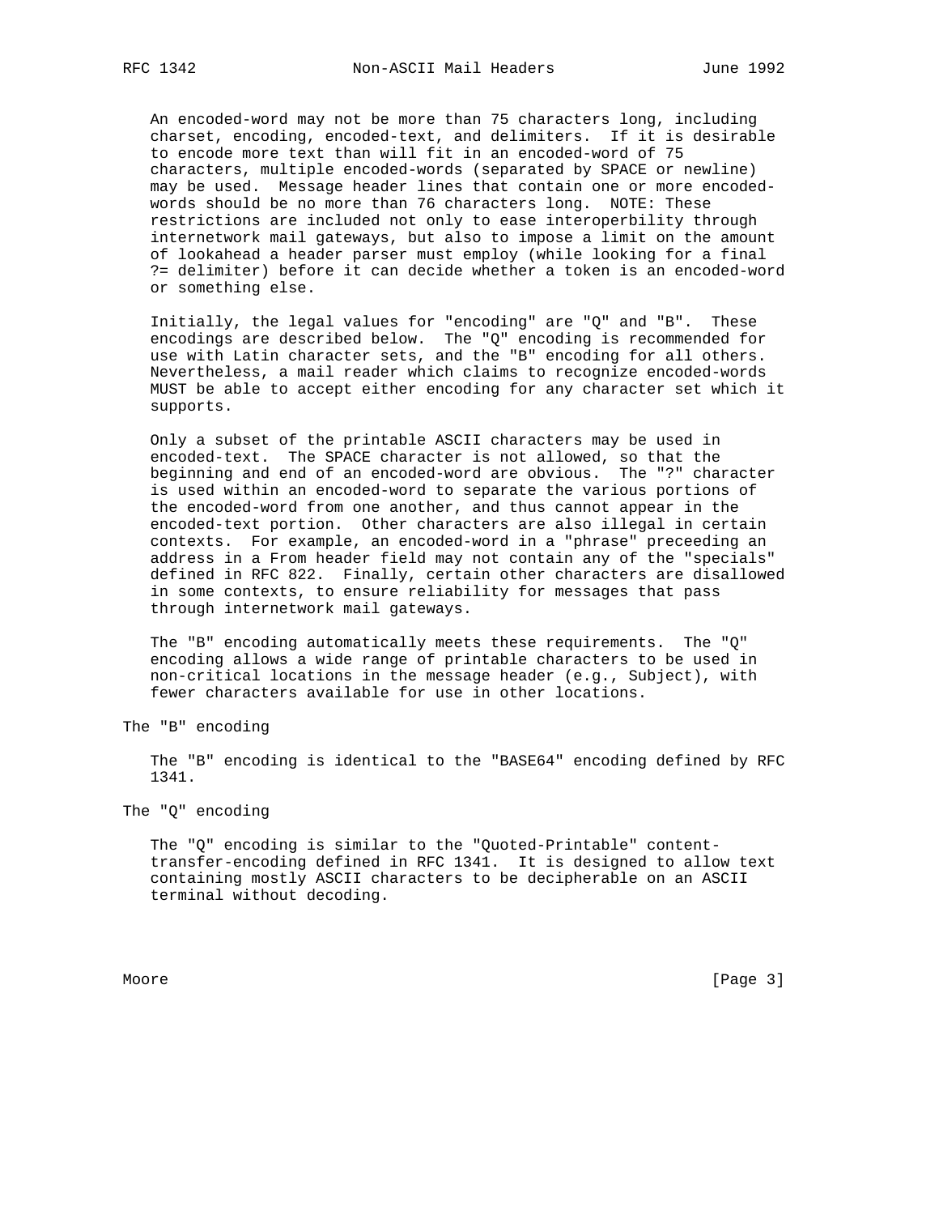An encoded-word may not be more than 75 characters long, including charset, encoding, encoded-text, and delimiters. If it is desirable to encode more text than will fit in an encoded-word of 75 characters, multiple encoded-words (separated by SPACE or newline) may be used. Message header lines that contain one or more encoded-words should be no more than 76 characters long. NOTE: These restrictions are included not only to ease interoperbility through internetwork mail gateways, but also to impose a limit on the amount of lookahead a header parser must employ (while looking for a final ?= delimiter) before it can decide whether a token is an encoded-word or something else.

Initially, the legal values for "encoding" are "Q" and "B". These encodings are described below. The "Q" encoding is recommended for use with Latin character sets, and the "B" encoding for all others. Nevertheless, a mail reader which claims to recognize encoded-words MUST be able to accept either encoding for any character set which it supports.

Only a subset of the printable ASCII characters may be used in encoded-text. The SPACE character is not allowed, so that the beginning and end of an encoded-word are obvious. The "?" character is used within an encoded-word to separate the various portions of the encoded-word from one another, and thus cannot appear in the encoded-text portion. Other characters are also illegal in certain contexts. For example, an encoded-word in a "phrase" preceeding an address in a From header field may not contain any of the "specials" defined in RFC 822. Finally, certain other characters are disallowed in some contexts, to ensure reliability for messages that pass through internetwork mail gateways.

The "B" encoding automatically meets these requirements. The "Q" encoding allows a wide range of printable characters to be used in non-critical locations in the message header (e.g., Subject), with fewer characters available for use in other locations.

## The "B" encoding

The "B" encoding is identical to the "BASE64" encoding defined by RFC 1341.

## The "Q" encoding

The "Q" encoding is similar to the "Quoted-Printable" content-transfer-encoding defined in RFC 1341. It is designed to allow text containing mostly ASCII characters to be decipherable on an ASCII terminal without decoding.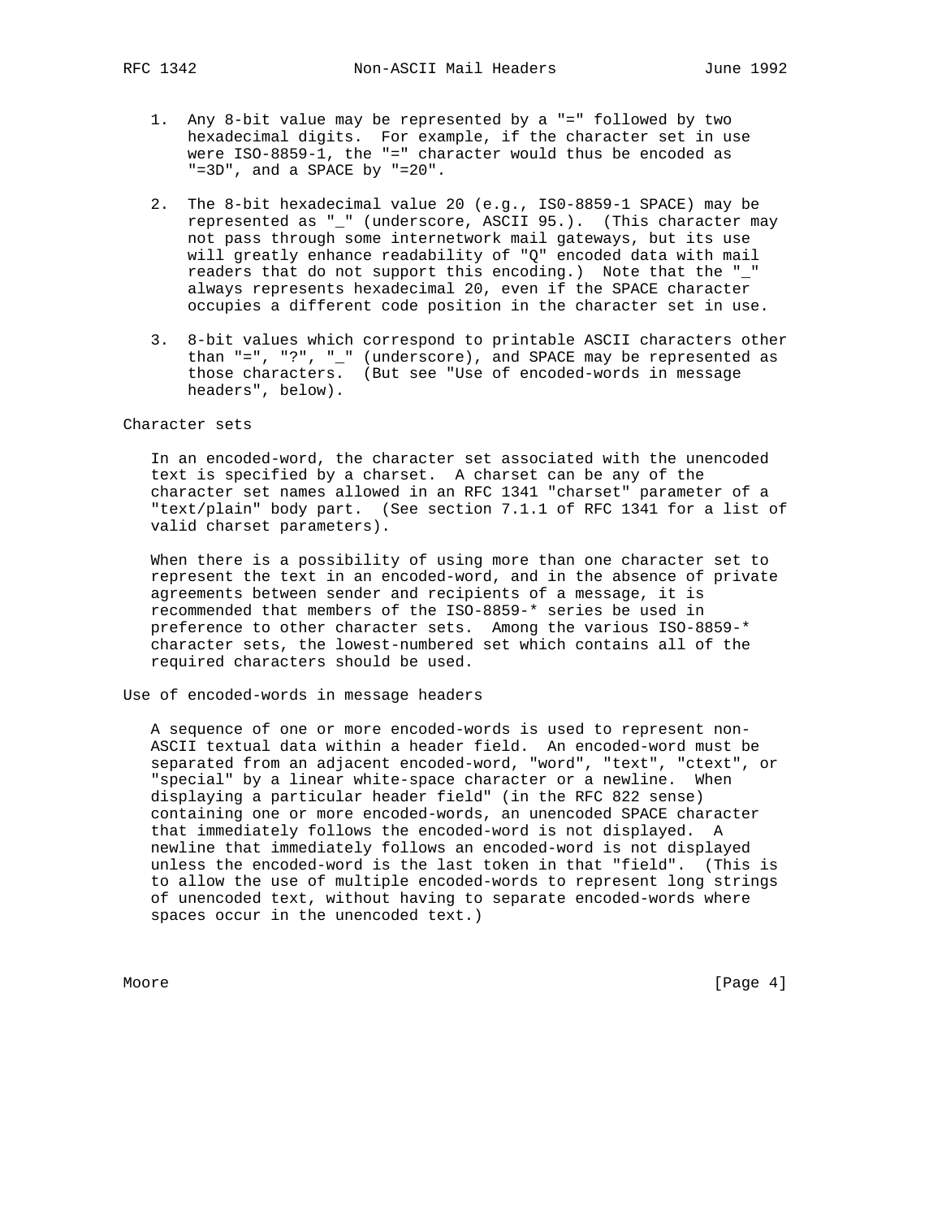1. Any 8-bit value may be represented by a "=" followed by two hexadecimal digits. For example, if the character set in use were ISO-8859-1, the "=" character would thus be encoded as "=3D", and a SPACE by "=20".

2. The 8-bit hexadecimal value 20 (e.g., IS0-8859-1 SPACE) may be represented as "_" (underscore, ASCII 95.). (This character may not pass through some internetwork mail gateways, but its use will greatly enhance readability of "Q" encoded data with mail readers that do not support this encoding.) Note that the "_" always represents hexadecimal 20, even if the SPACE character occupies a different code position in the character set in use.

3. 8-bit values which correspond to printable ASCII characters other than "=", "?", "_" (underscore), and SPACE may be represented as those characters. (But see "Use of encoded-words in message headers", below).

## Character sets

In an encoded-word, the character set associated with the unencoded text is specified by a charset. A charset can be any of the character set names allowed in an RFC 1341 "charset" parameter of a "text/plain" body part. (See section 7.1.1 of RFC 1341 for a list of valid charset parameters).

When there is a possibility of using more than one character set to represent the text in an encoded-word, and in the absence of private agreements between sender and recipients of a message, it is recommended that members of the ISO-8859-* series be used in preference to other character sets. Among the various ISO-8859-* character sets, the lowest-numbered set which contains all of the required characters should be used.

## Use of encoded-words in message headers

A sequence of one or more encoded-words is used to represent non-ASCII textual data within a header field. An encoded-word must be separated from an adjacent encoded-word, "word", "text", "ctext", or "special" by a linear white-space character or a newline. When displaying a particular header field" (in the RFC 822 sense) containing one or more encoded-words, an unencoded SPACE character that immediately follows the encoded-word is not displayed. A newline that immediately follows an encoded-word is not displayed unless the encoded-word is the last token in that "field". (This is to allow the use of multiple encoded-words to represent long strings of unencoded text, without having to separate encoded-words where spaces occur in the unencoded text.)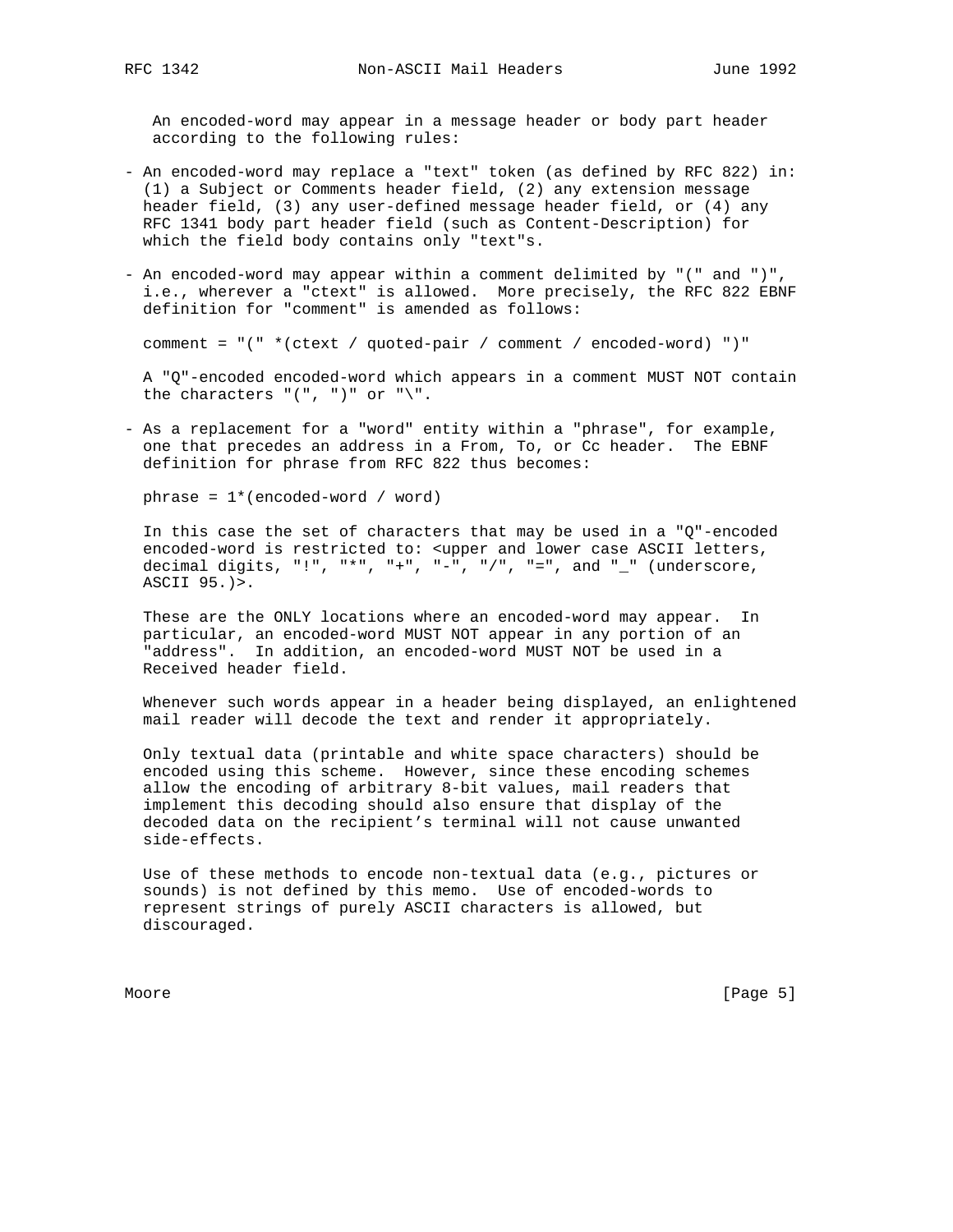An encoded-word may appear in a message header or body part header according to the following rules:

- An encoded-word may replace a "text" token (as defined by RFC 822) in: (1) a Subject or Comments header field, (2) any extension message header field, (3) any user-defined message header field, or (4) any RFC 1341 body part header field (such as Content-Description) for which the field body contains only "text"s.

- An encoded-word may appear within a comment delimited by "(" and ")", i.e., wherever a "ctext" is allowed. More precisely, the RFC 822 EBNF definition for "comment" is amended as follows:

  ```
  comment = "(" *(ctext / quoted-pair / comment / encoded-word) ")"
  ```

  A "Q"-encoded encoded-word which appears in a comment MUST NOT contain the characters "(", ")" or "\".

- As a replacement for a "word" entity within a "phrase", for example, one that precedes an address in a From, To, or Cc header. The EBNF definition for phrase from RFC 822 thus becomes:

  ```
  phrase = 1*(encoded-word / word)
  ```

  In this case the set of characters that may be used in a "Q"-encoded encoded-word is restricted to: <upper and lower case ASCII letters, decimal digits, "!", "*", "+", "-", "/", "=", and "_" (underscore, ASCII 95.)>.

  These are the ONLY locations where an encoded-word may appear. In particular, an encoded-word MUST NOT appear in any portion of an "address". In addition, an encoded-word MUST NOT be used in a Received header field.

  Whenever such words appear in a header being displayed, an enlightened mail reader will decode the text and render it appropriately.

  Only textual data (printable and white space characters) should be encoded using this scheme. However, since these encoding schemes allow the encoding of arbitrary 8-bit values, mail readers that implement this decoding should also ensure that display of the decoded data on the recipient's terminal will not cause unwanted side-effects.

  Use of these methods to encode non-textual data (e.g., pictures or sounds) is not defined by this memo. Use of encoded-words to represent strings of purely ASCII characters is allowed, but discouraged.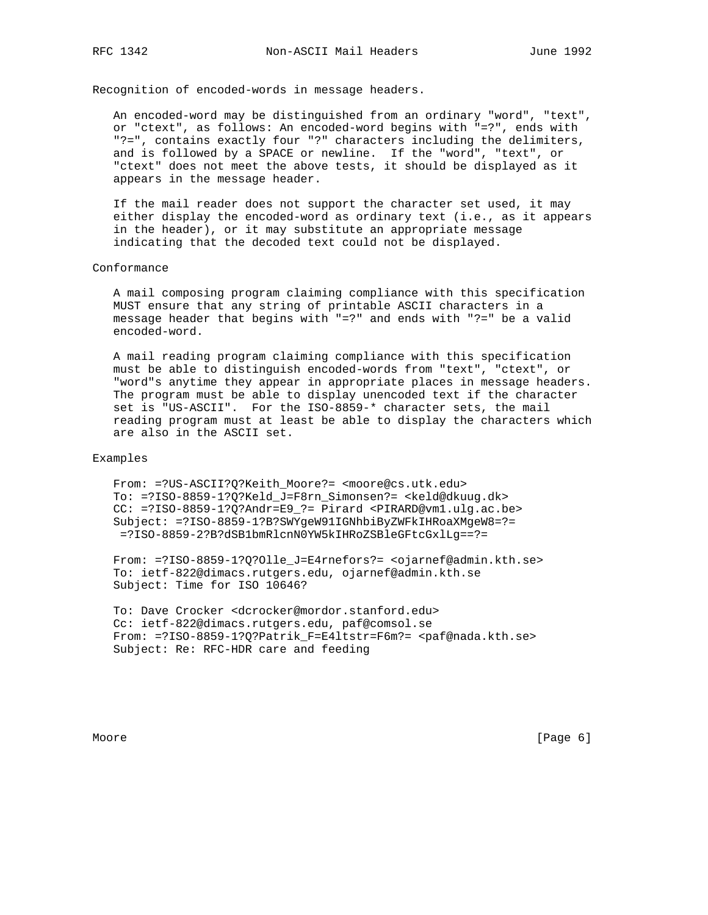## Recognition of encoded-words in message headers.

An encoded-word may be distinguished from an ordinary "word", "text", or "ctext", as follows: An encoded-word begins with "=?", ends with "?=", contains exactly four "?" characters including the delimiters, and is followed by a SPACE or newline. If the "word", "text", or "ctext" does not meet the above tests, it should be displayed as it appears in the message header.

If the mail reader does not support the character set used, it may either display the encoded-word as ordinary text (i.e., as it appears in the header), or it may substitute an appropriate message indicating that the decoded text could not be displayed.

## Conformance

A mail composing program claiming compliance with this specification MUST ensure that any string of printable ASCII characters in a message header that begins with "=?" and ends with "?=" be a valid encoded-word.

A mail reading program claiming compliance with this specification must be able to distinguish encoded-words from "text", "ctext", or "word"s anytime they appear in appropriate places in message headers. The program must be able to display unencoded text if the character set is "US-ASCII". For the ISO-8859-* character sets, the mail reading program must at least be able to display the characters which are also in the ASCII set.

## Examples

```
From: =?US-ASCII?Q?Keith_Moore?= <moore@cs.utk.edu>
To: =?ISO-8859-1?Q?Keld_J=F8rn_Simonsen?= <keld@dkuug.dk>
CC: =?ISO-8859-1?Q?Andr=E9_?= Pirard <PIRARD@vm1.ulg.ac.be>
Subject: =?ISO-8859-1?B?SWYgeW91IGNhbiByZWFkIHRoaXMgeW8=?=
 =?ISO-8859-2?B?dSB1bmRlcnN0YW5kIHRoZSBleGFtcGxlLg==?=

From: =?ISO-8859-1?Q?Olle_J=E4rnefors?= <ojarnef@admin.kth.se>
To: ietf-822@dimacs.rutgers.edu, ojarnef@admin.kth.se
Subject: Time for ISO 10646?

To: Dave Crocker <dcrocker@mordor.stanford.edu>
Cc: ietf-822@dimacs.rutgers.edu, paf@comsol.se
From: =?ISO-8859-1?Q?Patrik_F=E4ltstr=F6m?= <paf@nada.kth.se>
Subject: Re: RFC-HDR care and feeding
```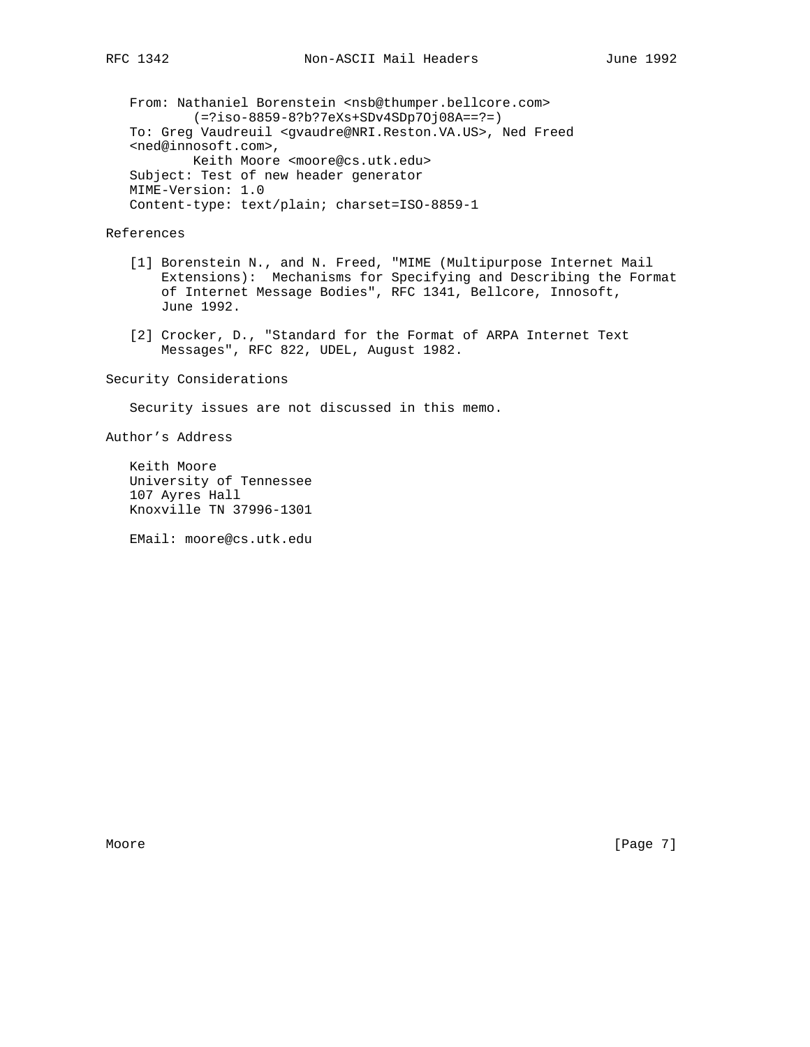```
From: Nathaniel Borenstein <nsb@thumper.bellcore.com>
        (=?iso-8859-8?b?7eXs+SDv4SDp7Oj08A==?=)
To: Greg Vaudreuil <gvaudre@NRI.Reston.VA.US>, Ned Freed
<ned@innosoft.com>,
        Keith Moore <moore@cs.utk.edu>
Subject: Test of new header generator
MIME-Version: 1.0
Content-type: text/plain; charset=ISO-8859-1
```

## References

[1] Borenstein N., and N. Freed, "MIME (Multipurpose Internet Mail Extensions): Mechanisms for Specifying and Describing the Format of Internet Message Bodies", RFC 1341, Bellcore, Innosoft, June 1992.

[2] Crocker, D., "Standard for the Format of ARPA Internet Text Messages", RFC 822, UDEL, August 1982.

## Security Considerations

Security issues are not discussed in this memo.

## Author's Address

Keith Moore
University of Tennessee
107 Ayres Hall
Knoxville TN 37996-1301

EMail: moore@cs.utk.edu